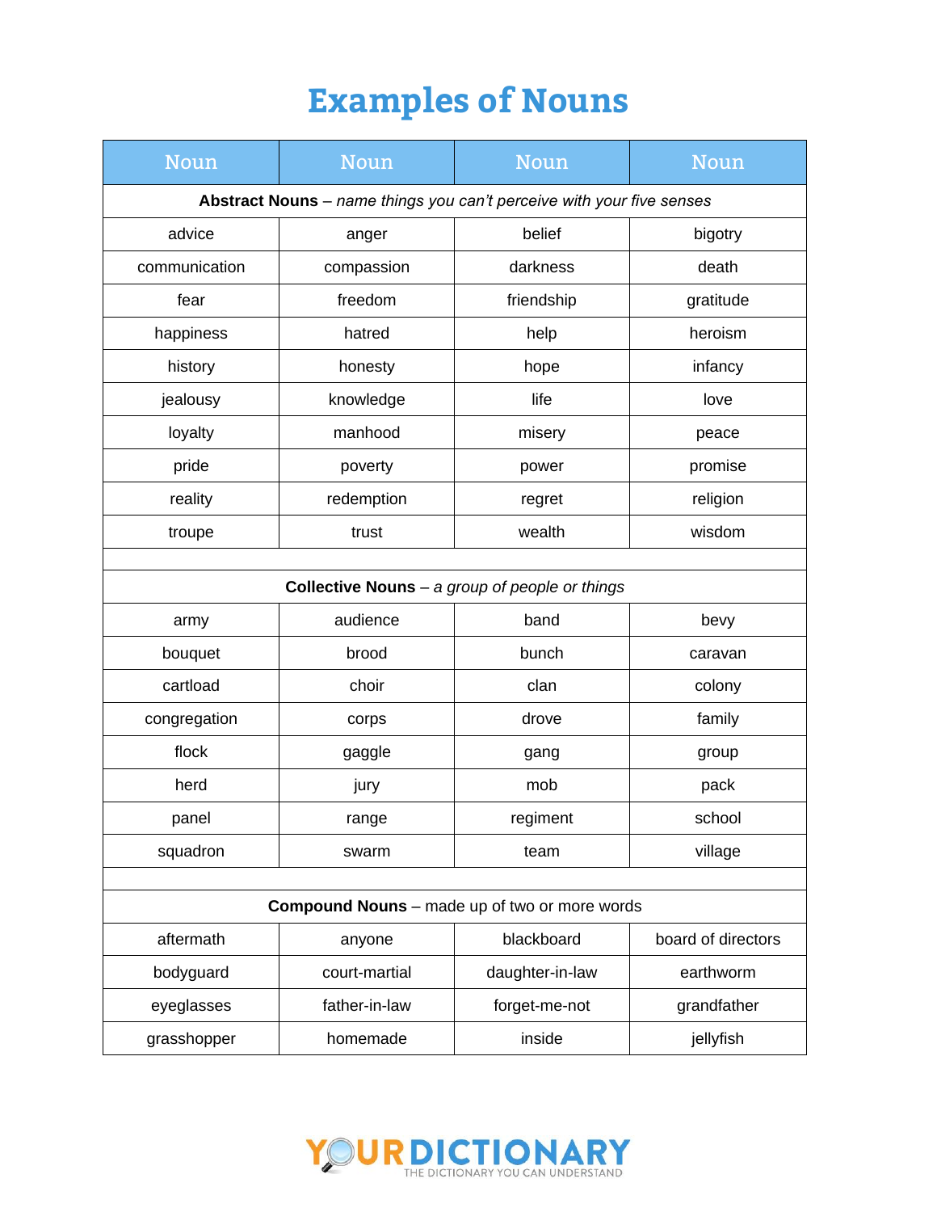# Examples of Nouns

| Noun | Noun | Noun | Noun |
|---|---|---|---|
| **Abstract Nouns** – *name things you can't perceive with your five senses* | | | |
| advice | anger | belief | bigotry |
| communication | compassion | darkness | death |
| fear | freedom | friendship | gratitude |
| happiness | hatred | help | heroism |
| history | honesty | hope | infancy |
| jealousy | knowledge | life | love |
| loyalty | manhood | misery | peace |
| pride | poverty | power | promise |
| reality | redemption | regret | religion |
| troupe | trust | wealth | wisdom |
| | | | |
| **Collective Nouns** – *a group of people or things* | | | |
| army | audience | band | bevy |
| bouquet | brood | bunch | caravan |
| cartload | choir | clan | colony |
| congregation | corps | drove | family |
| flock | gaggle | gang | group |
| herd | jury | mob | pack |
| panel | range | regiment | school |
| squadron | swarm | team | village |
| | | | |
| **Compound Nouns** – made up of two or more words | | | |
| aftermath | anyone | blackboard | board of directors |
| bodyguard | court-martial | daughter-in-law | earthworm |
| eyeglasses | father-in-law | forget-me-not | grandfather |
| grasshopper | homemade | inside | jellyfish |

YOURDICTIONARY
THE DICTIONARY YOU CAN UNDERSTAND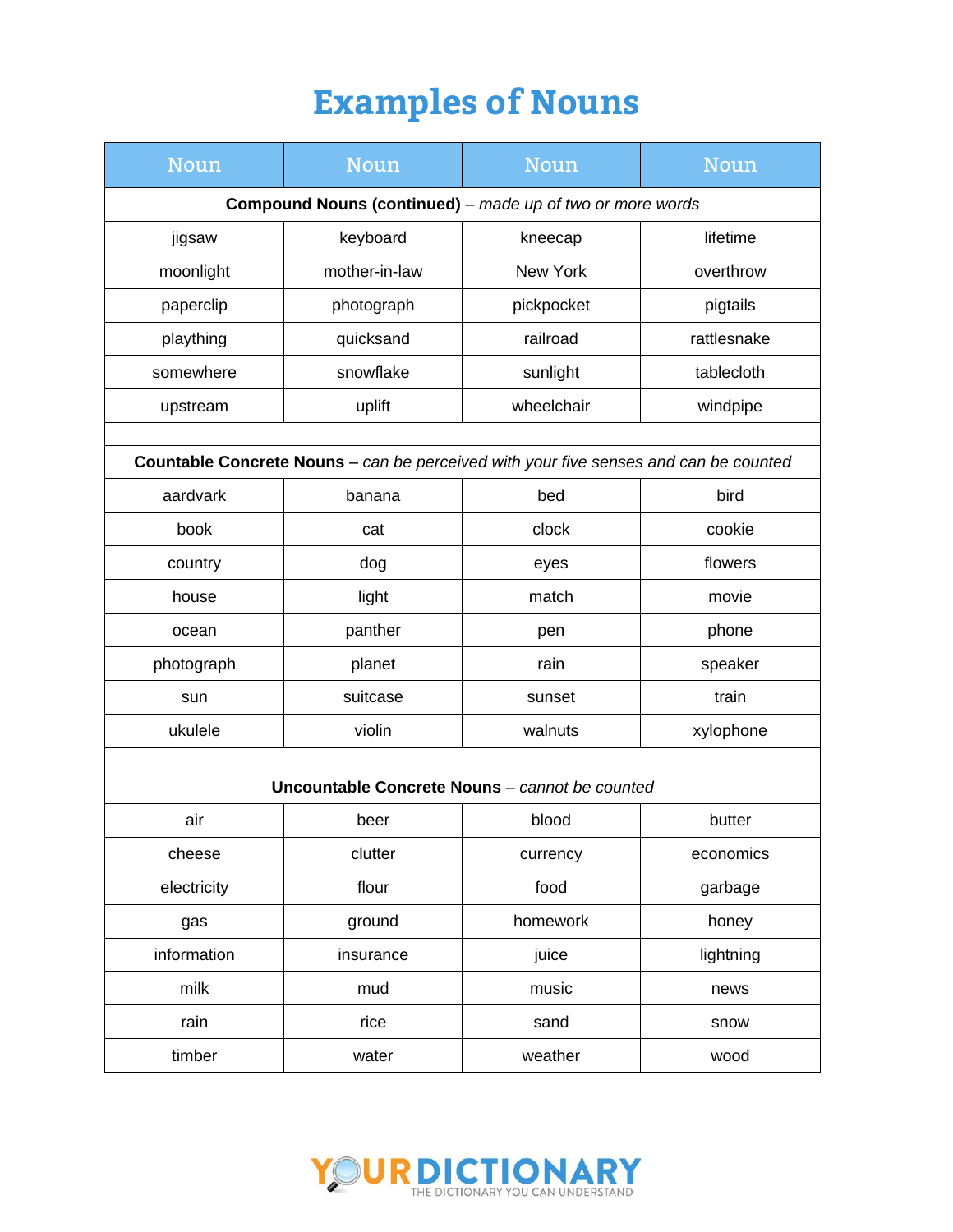# Examples of Nouns

| Noun | Noun | Noun | Noun |
|---|---|---|---|
| **Compound Nouns (continued)** – *made up of two or more words* | | | |
| jigsaw | keyboard | kneecap | lifetime |
| moonlight | mother-in-law | New York | overthrow |
| paperclip | photograph | pickpocket | pigtails |
| plaything | quicksand | railroad | rattlesnake |
| somewhere | snowflake | sunlight | tablecloth |
| upstream | uplift | wheelchair | windpipe |
| | | | |
| **Countable Concrete Nouns** – *can be perceived with your five senses and can be counted* | | | |
| aardvark | banana | bed | bird |
| book | cat | clock | cookie |
| country | dog | eyes | flowers |
| house | light | match | movie |
| ocean | panther | pen | phone |
| photograph | planet | rain | speaker |
| sun | suitcase | sunset | train |
| ukulele | violin | walnuts | xylophone |
| | | | |
| **Uncountable Concrete Nouns** – *cannot be counted* | | | |
| air | beer | blood | butter |
| cheese | clutter | currency | economics |
| electricity | flour | food | garbage |
| gas | ground | homework | honey |
| information | insurance | juice | lightning |
| milk | mud | music | news |
| rain | rice | sand | snow |
| timber | water | weather | wood |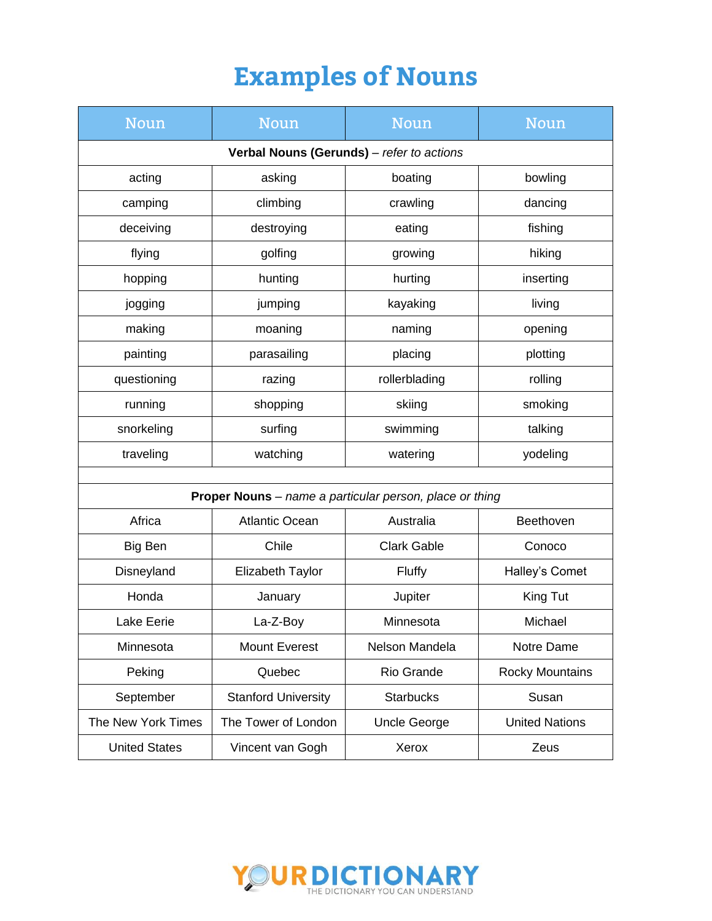# Examples of Nouns

| Noun | Noun | Noun | Noun |
|---|---|---|---|
| **Verbal Nouns (Gerunds)** – *refer to actions* | | | |
| acting | asking | boating | bowling |
| camping | climbing | crawling | dancing |
| deceiving | destroying | eating | fishing |
| flying | golfing | growing | hiking |
| hopping | hunting | hurting | inserting |
| jogging | jumping | kayaking | living |
| making | moaning | naming | opening |
| painting | parasailing | placing | plotting |
| questioning | razing | rollerblading | rolling |
| running | shopping | skiing | smoking |
| snorkeling | surfing | swimming | talking |
| traveling | watching | watering | yodeling |
| | | | |
| **Proper Nouns** – *name a particular person, place or thing* | | | |
| Africa | Atlantic Ocean | Australia | Beethoven |
| Big Ben | Chile | Clark Gable | Conoco |
| Disneyland | Elizabeth Taylor | Fluffy | Halley's Comet |
| Honda | January | Jupiter | King Tut |
| Lake Eerie | La-Z-Boy | Minnesota | Michael |
| Minnesota | Mount Everest | Nelson Mandela | Notre Dame |
| Peking | Quebec | Rio Grande | Rocky Mountains |
| September | Stanford University | Starbucks | Susan |
| The New York Times | The Tower of London | Uncle George | United Nations |
| United States | Vincent van Gogh | Xerox | Zeus |

YOURDICTIONARY
THE DICTIONARY YOU CAN UNDERSTAND